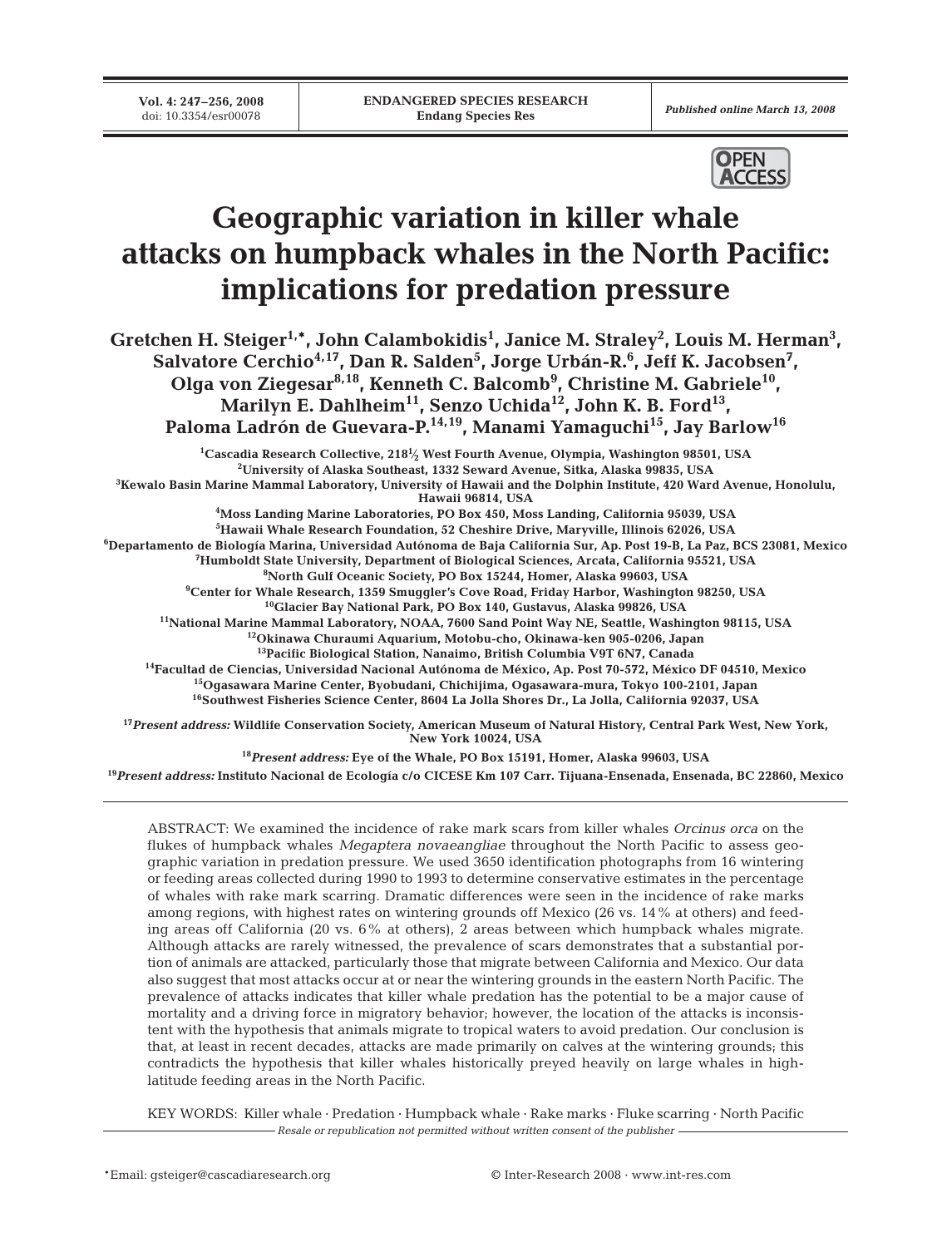# Geographic variation in killer whale attacks on humpback whales in the North Pacific: implications for predation pressure

**Gretchen H. Steiger[1,*], John Calambokidis[1], Janice M. Straley[2], Louis M. Herman[3], Salvatore Cerchio[4,17], Dan R. Salden[5], Jorge Urbán-R.[6], Jeff K. Jacobsen[7], Olga von Ziegesar[8,18], Kenneth C. Balcomb[9], Christine M. Gabriele[10], Marilyn E. Dahlheim[11], Senzo Uchida[12], John K. B. Ford[13], Paloma Ladrón de Guevara-P.[14,19], Manami Yamaguchi[15], Jay Barlow[16]**

[1]Cascadia Research Collective, 218½ West Fourth Avenue, Olympia, Washington 98501, USA
[2]University of Alaska Southeast, 1332 Seward Avenue, Sitka, Alaska 99835, USA
[3]Kewalo Basin Marine Mammal Laboratory, University of Hawaii and the Dolphin Institute, 420 Ward Avenue, Honolulu, Hawaii 96814, USA
[4]Moss Landing Marine Laboratories, PO Box 450, Moss Landing, California 95039, USA
[5]Hawaii Whale Research Foundation, 52 Cheshire Drive, Maryville, Illinois 62026, USA
[6]Departamento de Biología Marina, Universidad Autónoma de Baja California Sur, Ap. Post 19-B, La Paz, BCS 23081, Mexico
[7]Humboldt State University, Department of Biological Sciences, Arcata, California 95521, USA
[8]North Gulf Oceanic Society, PO Box 15244, Homer, Alaska 99603, USA
[9]Center for Whale Research, 1359 Smuggler's Cove Road, Friday Harbor, Washington 98250, USA
[10]Glacier Bay National Park, PO Box 140, Gustavus, Alaska 99826, USA
[11]National Marine Mammal Laboratory, NOAA, 7600 Sand Point Way NE, Seattle, Washington 98115, USA
[12]Okinawa Churaumi Aquarium, Motobu-cho, Okinawa-ken 905-0206, Japan
[13]Pacific Biological Station, Nanaimo, British Columbia V9T 6N7, Canada
[14]Facultad de Ciencias, Universidad Nacional Autónoma de México, Ap. Post 70-572, México DF 04510, Mexico
[15]Ogasawara Marine Center, Byobudani, Chichijima, Ogasawara-mura, Tokyo 100-2101, Japan
[16]Southwest Fisheries Science Center, 8604 La Jolla Shores Dr., La Jolla, California 92037, USA

[17]*Present address:* Wildlife Conservation Society, American Museum of Natural History, Central Park West, New York, New York 10024, USA

[18]*Present address:* Eye of the Whale, PO Box 15191, Homer, Alaska 99603, USA

[19]*Present address:* Instituto Nacional de Ecología c/o CICESE Km 107 Carr. Tijuana-Ensenada, Ensenada, BC 22860, Mexico

ABSTRACT: We examined the incidence of rake mark scars from killer whales *Orcinus orca* on the flukes of humpback whales *Megaptera novaeangliae* throughout the North Pacific to assess geographic variation in predation pressure. We used 3650 identification photographs from 16 wintering or feeding areas collected during 1990 to 1993 to determine conservative estimates in the percentage of whales with rake mark scarring. Dramatic differences were seen in the incidence of rake marks among regions, with highest rates on wintering grounds off Mexico (26 vs. 14% at others) and feeding areas off California (20 vs. 6% at others), 2 areas between which humpback whales migrate. Although attacks are rarely witnessed, the prevalence of scars demonstrates that a substantial portion of animals are attacked, particularly those that migrate between California and Mexico. Our data also suggest that most attacks occur at or near the wintering grounds in the eastern North Pacific. The prevalence of attacks indicates that killer whale predation has the potential to be a major cause of mortality and a driving force in migratory behavior; however, the location of the attacks is inconsistent with the hypothesis that animals migrate to tropical waters to avoid predation. Our conclusion is that, at least in recent decades, attacks are made primarily on calves at the wintering grounds; this contradicts the hypothesis that killer whales historically preyed heavily on large whales in high-latitude feeding areas in the North Pacific.

KEY WORDS: Killer whale · Predation · Humpback whale · Rake marks · Fluke scarring · North Pacific

*Resale or republication not permitted without written consent of the publisher*

*Email: gsteiger@cascadiaresearch.org

© Inter-Research 2008 · www.int-res.com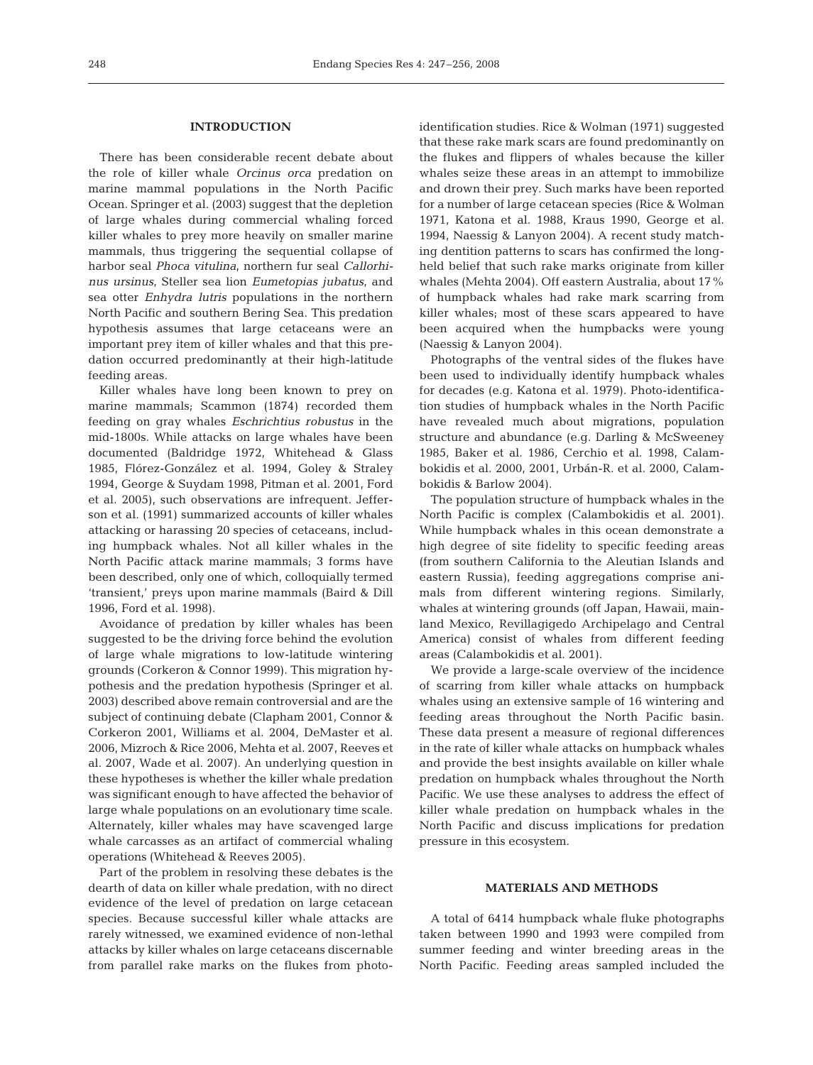## INTRODUCTION

There has been considerable recent debate about the role of killer whale *Orcinus orca* predation on marine mammal populations in the North Pacific Ocean. Springer et al. (2003) suggest that the depletion of large whales during commercial whaling forced killer whales to prey more heavily on smaller marine mammals, thus triggering the sequential collapse of harbor seal *Phoca vitulina*, northern fur seal *Callorhinus ursinus*, Steller sea lion *Eumetopias jubatus*, and sea otter *Enhydra lutris* populations in the northern North Pacific and southern Bering Sea. This predation hypothesis assumes that large cetaceans were an important prey item of killer whales and that this predation occurred predominantly at their high-latitude feeding areas.

Killer whales have long been known to prey on marine mammals; Scammon (1874) recorded them feeding on gray whales *Eschrichtius robustus* in the mid-1800s. While attacks on large whales have been documented (Baldridge 1972, Whitehead & Glass 1985, Flórez-González et al. 1994, Goley & Straley 1994, George & Suydam 1998, Pitman et al. 2001, Ford et al. 2005), such observations are infrequent. Jefferson et al. (1991) summarized accounts of killer whales attacking or harassing 20 species of cetaceans, including humpback whales. Not all killer whales in the North Pacific attack marine mammals; 3 forms have been described, only one of which, colloquially termed 'transient,' preys upon marine mammals (Baird & Dill 1996, Ford et al. 1998).

Avoidance of predation by killer whales has been suggested to be the driving force behind the evolution of large whale migrations to low-latitude wintering grounds (Corkeron & Connor 1999). This migration hypothesis and the predation hypothesis (Springer et al. 2003) described above remain controversial and are the subject of continuing debate (Clapham 2001, Connor & Corkeron 2001, Williams et al. 2004, DeMaster et al. 2006, Mizroch & Rice 2006, Mehta et al. 2007, Reeves et al. 2007, Wade et al. 2007). An underlying question in these hypotheses is whether the killer whale predation was significant enough to have affected the behavior of large whale populations on an evolutionary time scale. Alternately, killer whales may have scavenged large whale carcasses as an artifact of commercial whaling operations (Whitehead & Reeves 2005).

Part of the problem in resolving these debates is the dearth of data on killer whale predation, with no direct evidence of the level of predation on large cetacean species. Because successful killer whale attacks are rarely witnessed, we examined evidence of non-lethal attacks by killer whales on large cetaceans discernable from parallel rake marks on the flukes from photo-identification studies. Rice & Wolman (1971) suggested that these rake mark scars are found predominantly on the flukes and flippers of whales because the killer whales seize these areas in an attempt to immobilize and drown their prey. Such marks have been reported for a number of large cetacean species (Rice & Wolman 1971, Katona et al. 1988, Kraus 1990, George et al. 1994, Naessig & Lanyon 2004). A recent study matching dentition patterns to scars has confirmed the long-held belief that such rake marks originate from killer whales (Mehta 2004). Off eastern Australia, about 17% of humpback whales had rake mark scarring from killer whales; most of these scars appeared to have been acquired when the humpbacks were young (Naessig & Lanyon 2004).

Photographs of the ventral sides of the flukes have been used to individually identify humpback whales for decades (e.g. Katona et al. 1979). Photo-identification studies of humpback whales in the North Pacific have revealed much about migrations, population structure and abundance (e.g. Darling & McSweeney 1985, Baker et al. 1986, Cerchio et al. 1998, Calambokidis et al. 2000, 2001, Urbán-R. et al. 2000, Calambokidis & Barlow 2004).

The population structure of humpback whales in the North Pacific is complex (Calambokidis et al. 2001). While humpback whales in this ocean demonstrate a high degree of site fidelity to specific feeding areas (from southern California to the Aleutian Islands and eastern Russia), feeding aggregations comprise animals from different wintering regions. Similarly, whales at wintering grounds (off Japan, Hawaii, mainland Mexico, Revillagigedo Archipelago and Central America) consist of whales from different feeding areas (Calambokidis et al. 2001).

We provide a large-scale overview of the incidence of scarring from killer whale attacks on humpback whales using an extensive sample of 16 wintering and feeding areas throughout the North Pacific basin. These data present a measure of regional differences in the rate of killer whale attacks on humpback whales and provide the best insights available on killer whale predation on humpback whales throughout the North Pacific. We use these analyses to address the effect of killer whale predation on humpback whales in the North Pacific and discuss implications for predation pressure in this ecosystem.

## MATERIALS AND METHODS

A total of 6414 humpback whale fluke photographs taken between 1990 and 1993 were compiled from summer feeding and winter breeding areas in the North Pacific. Feeding areas sampled included the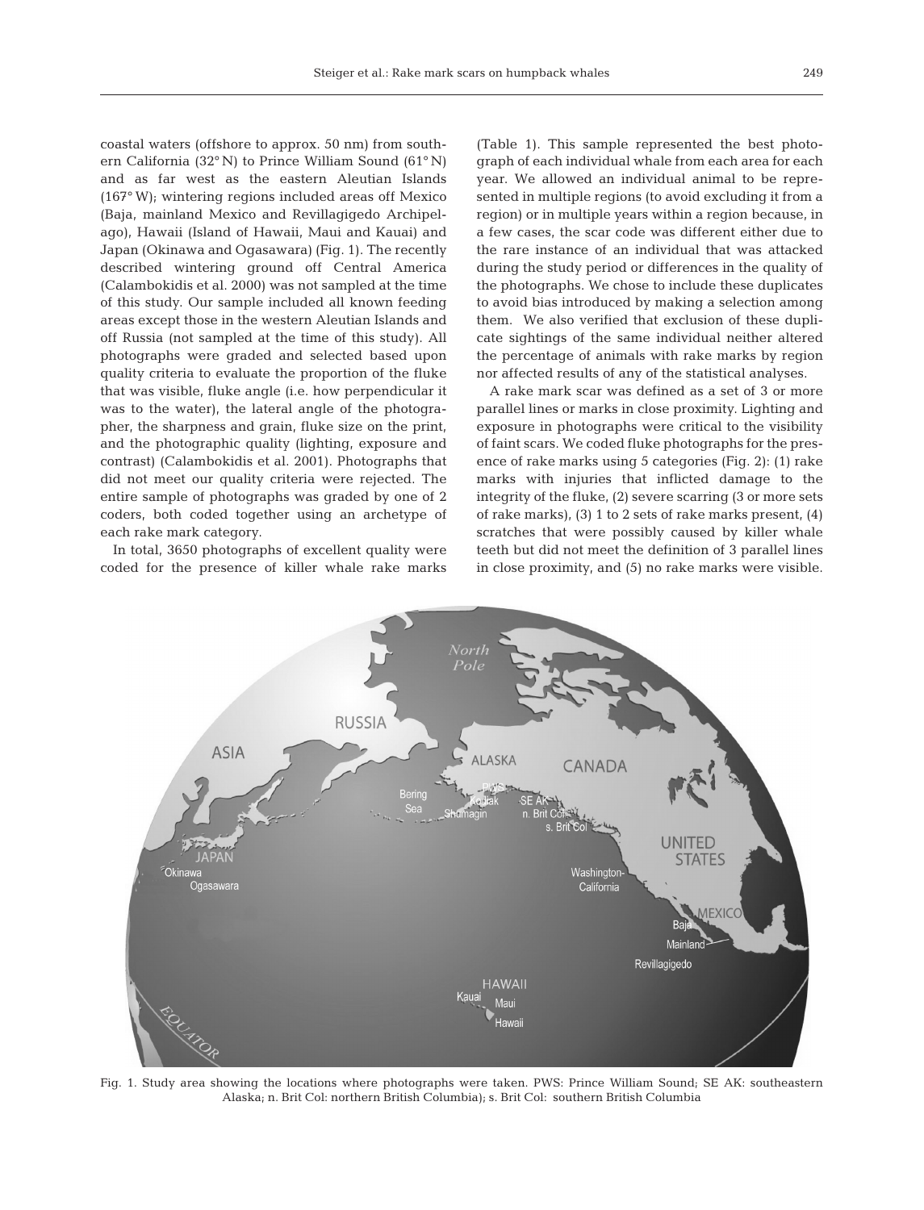coastal waters (offshore to approx. 50 nm) from southern California (32° N) to Prince William Sound (61° N) and as far west as the eastern Aleutian Islands (167° W); wintering regions included areas off Mexico (Baja, mainland Mexico and Revillagigedo Archipelago), Hawaii (Island of Hawaii, Maui and Kauai) and Japan (Okinawa and Ogasawara) (Fig. 1). The recently described wintering ground off Central America (Calambokidis et al. 2000) was not sampled at the time of this study. Our sample included all known feeding areas except those in the western Aleutian Islands and off Russia (not sampled at the time of this study). All photographs were graded and selected based upon quality criteria to evaluate the proportion of the fluke that was visible, fluke angle (i.e. how perpendicular it was to the water), the lateral angle of the photographer, the sharpness and grain, fluke size on the print, and the photographic quality (lighting, exposure and contrast) (Calambokidis et al. 2001). Photographs that did not meet our quality criteria were rejected. The entire sample of photographs was graded by one of 2 coders, both coded together using an archetype of each rake mark category.

In total, 3650 photographs of excellent quality were coded for the presence of killer whale rake marks (Table 1). This sample represented the best photograph of each individual whale from each area for each year. We allowed an individual animal to be represented in multiple regions (to avoid excluding it from a region) or in multiple years within a region because, in a few cases, the scar code was different either due to the rare instance of an individual that was attacked during the study period or differences in the quality of the photographs. We chose to include these duplicates to avoid bias introduced by making a selection among them. We also verified that exclusion of these duplicate sightings of the same individual neither altered the percentage of animals with rake marks by region nor affected results of any of the statistical analyses.

A rake mark scar was defined as a set of 3 or more parallel lines or marks in close proximity. Lighting and exposure in photographs were critical to the visibility of faint scars. We coded fluke photographs for the presence of rake marks using 5 categories (Fig. 2): (1) rake marks with injuries that inflicted damage to the integrity of the fluke, (2) severe scarring (3 or more sets of rake marks), (3) 1 to 2 sets of rake marks present, (4) scratches that were possibly caused by killer whale teeth but did not meet the definition of 3 parallel lines in close proximity, and (5) no rake marks were visible.

Fig. 1. Study area showing the locations where photographs were taken. PWS: Prince William Sound; SE AK: southeastern Alaska; n. Brit Col: northern British Columbia); s. Brit Col: southern British Columbia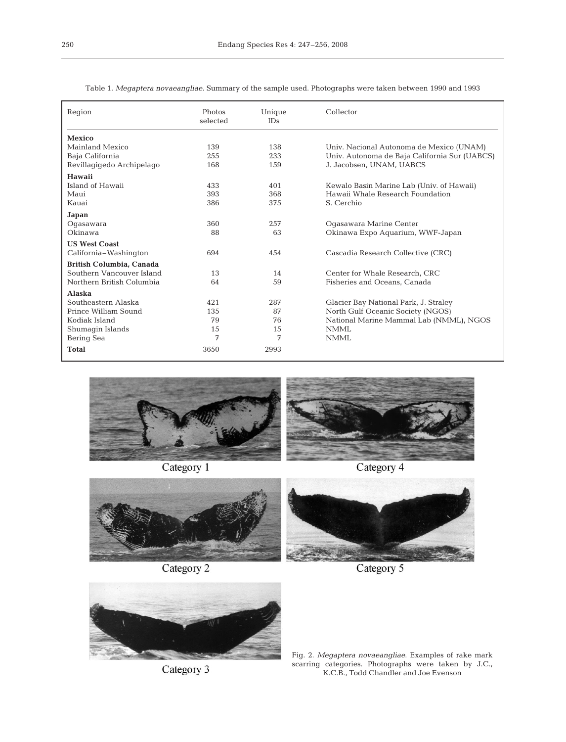Table 1. *Megaptera novaeangliae*. Summary of the sample used. Photographs were taken between 1990 and 1993

| Region | Photos selected | Unique IDs | Collector |
|---|---|---|---|
| **Mexico** | | | |
| Mainland Mexico | 139 | 138 | Univ. Nacional Autonoma de Mexico (UNAM) |
| Baja California | 255 | 233 | Univ. Autonoma de Baja California Sur (UABCS) |
| Revillagigedo Archipelago | 168 | 159 | J. Jacobsen, UNAM, UABCS |
| **Hawaii** | | | |
| Island of Hawaii | 433 | 401 | Kewalo Basin Marine Lab (Univ. of Hawaii) |
| Maui | 393 | 368 | Hawaii Whale Research Foundation |
| Kauai | 386 | 375 | S. Cerchio |
| **Japan** | | | |
| Ogasawara | 360 | 257 | Ogasawara Marine Center |
| Okinawa | 88 | 63 | Okinawa Expo Aquarium, WWF-Japan |
| **US West Coast** | | | |
| California–Washington | 694 | 454 | Cascadia Research Collective (CRC) |
| **British Columbia, Canada** | | | |
| Southern Vancouver Island | 13 | 14 | Center for Whale Research, CRC |
| Northern British Columbia | 64 | 59 | Fisheries and Oceans, Canada |
| **Alaska** | | | |
| Southeastern Alaska | 421 | 287 | Glacier Bay National Park, J. Straley |
| Prince William Sound | 135 | 87 | North Gulf Oceanic Society (NGOS) |
| Kodiak Island | 79 | 76 | National Marine Mammal Lab (NMML), NGOS |
| Shumagin Islands | 15 | 15 | NMML |
| Bering Sea | 7 | 7 | NMML |
| **Total** | 3650 | 2993 | |

Category 1

Category 2

Category 3

Category 4

Category 5

Fig. 2. *Megaptera novaeangliae*. Examples of rake mark scarring categories. Photographs were taken by J.C., K.C.B., Todd Chandler and Joe Evenson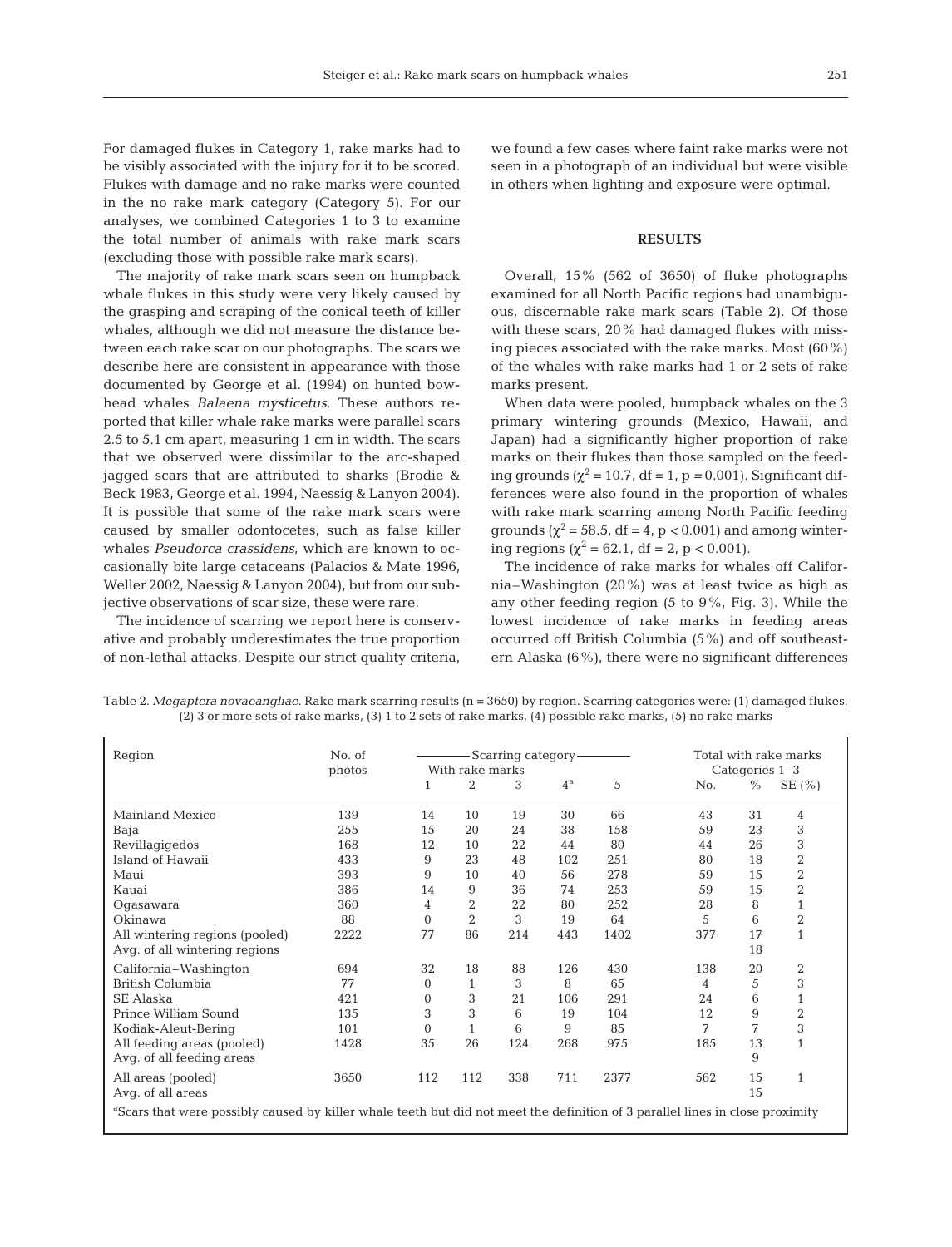For damaged flukes in Category 1, rake marks had to be visibly associated with the injury for it to be scored. Flukes with damage and no rake marks were counted in the no rake mark category (Category 5). For our analyses, we combined Categories 1 to 3 to examine the total number of animals with rake mark scars (excluding those with possible rake mark scars).

The majority of rake mark scars seen on humpback whale flukes in this study were very likely caused by the grasping and scraping of the conical teeth of killer whales, although we did not measure the distance between each rake scar on our photographs. The scars we describe here are consistent in appearance with those documented by George et al. (1994) on hunted bowhead whales *Balaena mysticetus*. These authors reported that killer whale rake marks were parallel scars 2.5 to 5.1 cm apart, measuring 1 cm in width. The scars that we observed were dissimilar to the arc-shaped jagged scars that are attributed to sharks (Brodie & Beck 1983, George et al. 1994, Naessig & Lanyon 2004). It is possible that some of the rake mark scars were caused by smaller odontocetes, such as false killer whales *Pseudorca crassidens*, which are known to occasionally bite large cetaceans (Palacios & Mate 1996, Weller 2002, Naessig & Lanyon 2004), but from our subjective observations of scar size, these were rare.

The incidence of scarring we report here is conservative and probably underestimates the true proportion of non-lethal attacks. Despite our strict quality criteria, we found a few cases where faint rake marks were not seen in a photograph of an individual but were visible in others when lighting and exposure were optimal.

## RESULTS

Overall, 15% (562 of 3650) of fluke photographs examined for all North Pacific regions had unambiguous, discernable rake mark scars (Table 2). Of those with these scars, 20% had damaged flukes with missing pieces associated with the rake marks. Most (60%) of the whales with rake marks had 1 or 2 sets of rake marks present.

When data were pooled, humpback whales on the 3 primary wintering grounds (Mexico, Hawaii, and Japan) had a significantly higher proportion of rake marks on their flukes than those sampled on the feeding grounds ($\chi^2 = 10.7$, df = 1, $p = 0.001$). Significant differences were also found in the proportion of whales with rake mark scarring among North Pacific feeding grounds ($\chi^2 = 58.5$, df = 4, $p < 0.001$) and among wintering regions ($\chi^2 = 62.1$, df = 2, $p < 0.001$).

The incidence of rake marks for whales off California–Washington (20%) was at least twice as high as any other feeding region (5 to 9%, Fig. 3). While the lowest incidence of rake marks in feeding areas occurred off British Columbia (5%) and off southeastern Alaska (6%), there were no significant differences

Table 2. *Megaptera novaeangliae*. Rake mark scarring results (n = 3650) by region. Scarring categories were: (1) damaged flukes, (2) 3 or more sets of rake marks, (3) 1 to 2 sets of rake marks, (4) possible rake marks, (5) no rake marks

| Region | No. of photos | Scarring category – With rake marks | | | | | Total with rake marks Categories 1–3 | | |
|---|---|---|---|---|---|---|---|---|---|
| | | 1 | 2 | 3 | 4[a] | 5 | No. | % | SE (%) |
| Mainland Mexico | 139 | 14 | 10 | 19 | 30 | 66 | 43 | 31 | 4 |
| Baja | 255 | 15 | 20 | 24 | 38 | 158 | 59 | 23 | 3 |
| Revillagigedos | 168 | 12 | 10 | 22 | 44 | 80 | 44 | 26 | 3 |
| Island of Hawaii | 433 | 9 | 23 | 48 | 102 | 251 | 80 | 18 | 2 |
| Maui | 393 | 9 | 10 | 40 | 56 | 278 | 59 | 15 | 2 |
| Kauai | 386 | 14 | 9 | 36 | 74 | 253 | 59 | 15 | 2 |
| Ogasawara | 360 | 4 | 2 | 22 | 80 | 252 | 28 | 8 | 1 |
| Okinawa | 88 | 0 | 2 | 3 | 19 | 64 | 5 | 6 | 2 |
| All wintering regions (pooled) | 2222 | 77 | 86 | 214 | 443 | 1402 | 377 | 17 | 1 |
| Avg. of all wintering regions | | | | | | | | 18 | |
| California–Washington | 694 | 32 | 18 | 88 | 126 | 430 | 138 | 20 | 2 |
| British Columbia | 77 | 0 | 1 | 3 | 8 | 65 | 4 | 5 | 3 |
| SE Alaska | 421 | 0 | 3 | 21 | 106 | 291 | 24 | 6 | 1 |
| Prince William Sound | 135 | 3 | 3 | 6 | 19 | 104 | 12 | 9 | 2 |
| Kodiak-Aleut-Bering | 101 | 0 | 1 | 6 | 9 | 85 | 7 | 7 | 3 |
| All feeding areas (pooled) | 1428 | 35 | 26 | 124 | 268 | 975 | 185 | 13 | 1 |
| Avg. of all feeding areas | | | | | | | | 9 | |
| All areas (pooled) | 3650 | 112 | 112 | 338 | 711 | 2377 | 562 | 15 | 1 |
| Avg. of all areas | | | | | | | | 15 | |

[a]Scars that were possibly caused by killer whale teeth but did not meet the definition of 3 parallel lines in close proximity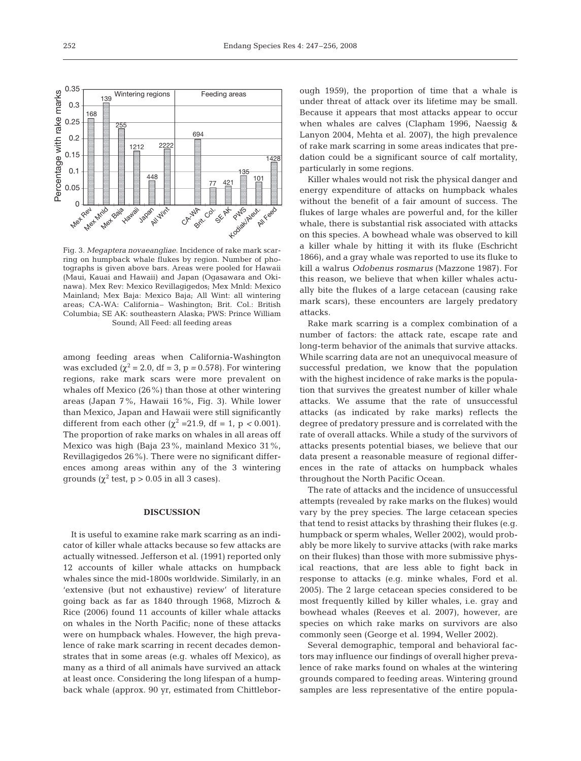Fig. 3. *Megaptera novaeangliae*. Incidence of rake mark scarring on humpback whale flukes by region. Number of photographs is given above bars. Areas were pooled for Hawaii (Maui, Kauai and Hawaii) and Japan (Ogasawara and Okinawa). Mex Rev: Mexico Revillagigedos; Mex Mnld: Mexico Mainland; Mex Baja: Mexico Baja; All Wint: all wintering areas; CA-WA: California– Washington; Brit. Col.: British Columbia; SE AK: southeastern Alaska; PWS: Prince William Sound; All Feed: all feeding areas

among feeding areas when California-Washington was excluded ($\chi^2 = 2.0$, df = 3, p = 0.578). For wintering regions, rake mark scars were more prevalent on whales off Mexico (26%) than those at other wintering areas (Japan 7%, Hawaii 16%, Fig. 3). While lower than Mexico, Japan and Hawaii were still significantly different from each other ($\chi^2 = 21.9$, df = 1, $p < 0.001$). The proportion of rake marks on whales in all areas off Mexico was high (Baja 23%, mainland Mexico 31%, Revillagigedos 26%). There were no significant differences among areas within any of the 3 wintering grounds ($\chi^2$ test, $p > 0.05$ in all 3 cases).

## DISCUSSION

It is useful to examine rake mark scarring as an indicator of killer whale attacks because so few attacks are actually witnessed. Jefferson et al. (1991) reported only 12 accounts of killer whale attacks on humpback whales since the mid-1800s worldwide. Similarly, in an 'extensive (but not exhaustive) review' of literature going back as far as 1840 through 1968, Mizroch & Rice (2006) found 11 accounts of killer whale attacks on whales in the North Pacific; none of these attacks were on humpback whales. However, the high prevalence of rake mark scarring in recent decades demonstrates that in some areas (e.g. whales off Mexico), as many as a third of all animals have survived an attack at least once. Considering the long lifespan of a humpback whale (approx. 90 yr, estimated from Chittleborough 1959), the proportion of time that a whale is under threat of attack over its lifetime may be small. Because it appears that most attacks appear to occur when whales are calves (Clapham 1996, Naessig & Lanyon 2004, Mehta et al. 2007), the high prevalence of rake mark scarring in some areas indicates that predation could be a significant source of calf mortality, particularly in some regions.

Killer whales would not risk the physical danger and energy expenditure of attacks on humpback whales without the benefit of a fair amount of success. The flukes of large whales are powerful and, for the killer whale, there is substantial risk associated with attacks on this species. A bowhead whale was observed to kill a killer whale by hitting it with its fluke (Eschricht 1866), and a gray whale was reported to use its fluke to kill a walrus *Odobenus rosmarus* (Mazzone 1987). For this reason, we believe that when killer whales actually bite the flukes of a large cetacean (causing rake mark scars), these encounters are largely predatory attacks.

Rake mark scarring is a complex combination of a number of factors: the attack rate, escape rate and long-term behavior of the animals that survive attacks. While scarring data are not an unequivocal measure of successful predation, we know that the population with the highest incidence of rake marks is the population that survives the greatest number of killer whale attacks. We assume that the rate of unsuccessful attacks (as indicated by rake marks) reflects the degree of predatory pressure and is correlated with the rate of overall attacks. While a study of the survivors of attacks presents potential biases, we believe that our data present a reasonable measure of regional differences in the rate of attacks on humpback whales throughout the North Pacific Ocean.

The rate of attacks and the incidence of unsuccessful attempts (revealed by rake marks on the flukes) would vary by the prey species. The large cetacean species that tend to resist attacks by thrashing their flukes (e.g. humpback or sperm whales, Weller 2002), would probably be more likely to survive attacks (with rake marks on their flukes) than those with more submissive physical reactions, that are less able to fight back in response to attacks (e.g. minke whales, Ford et al. 2005). The 2 large cetacean species considered to be most frequently killed by killer whales, i.e. gray and bowhead whales (Reeves et al. 2007), however, are species on which rake marks on survivors are also commonly seen (George et al. 1994, Weller 2002).

Several demographic, temporal and behavioral factors may influence our findings of overall higher prevalence of rake marks found on whales at the wintering grounds compared to feeding areas. Wintering ground samples are less representative of the entire popula-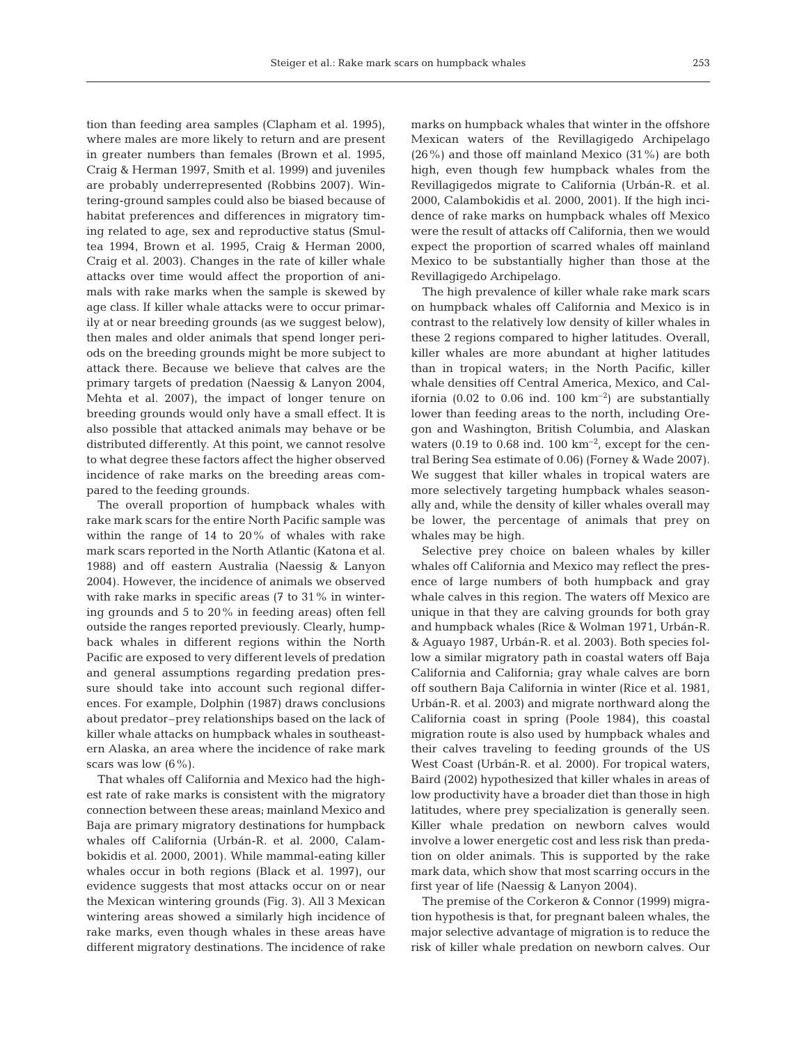tion than feeding area samples (Clapham et al. 1995), where males are more likely to return and are present in greater numbers than females (Brown et al. 1995, Craig & Herman 1997, Smith et al. 1999) and juveniles are probably underrepresented (Robbins 2007). Wintering-ground samples could also be biased because of habitat preferences and differences in migratory timing related to age, sex and reproductive status (Smultea 1994, Brown et al. 1995, Craig & Herman 2000, Craig et al. 2003). Changes in the rate of killer whale attacks over time would affect the proportion of animals with rake marks when the sample is skewed by age class. If killer whale attacks were to occur primarily at or near breeding grounds (as we suggest below), then males and older animals that spend longer periods on the breeding grounds might be more subject to attack there. Because we believe that calves are the primary targets of predation (Naessig & Lanyon 2004, Mehta et al. 2007), the impact of longer tenure on breeding grounds would only have a small effect. It is also possible that attacked animals may behave or be distributed differently. At this point, we cannot resolve to what degree these factors affect the higher observed incidence of rake marks on the breeding areas compared to the feeding grounds.

The overall proportion of humpback whales with rake mark scars for the entire North Pacific sample was within the range of 14 to 20% of whales with rake mark scars reported in the North Atlantic (Katona et al. 1988) and off eastern Australia (Naessig & Lanyon 2004). However, the incidence of animals we observed with rake marks in specific areas (7 to 31% in wintering grounds and 5 to 20% in feeding areas) often fell outside the ranges reported previously. Clearly, humpback whales in different regions within the North Pacific are exposed to very different levels of predation and general assumptions regarding predation pressure should take into account such regional differences. For example, Dolphin (1987) draws conclusions about predator–prey relationships based on the lack of killer whale attacks on humpback whales in southeastern Alaska, an area where the incidence of rake mark scars was low (6%).

That whales off California and Mexico had the highest rate of rake marks is consistent with the migratory connection between these areas; mainland Mexico and Baja are primary migratory destinations for humpback whales off California (Urbán-R. et al. 2000, Calambokidis et al. 2000, 2001). While mammal-eating killer whales occur in both regions (Black et al. 1997), our evidence suggests that most attacks occur on or near the Mexican wintering grounds (Fig. 3). All 3 Mexican wintering areas showed a similarly high incidence of rake marks, even though whales in these areas have different migratory destinations. The incidence of rake marks on humpback whales that winter in the offshore Mexican waters of the Revillagigedo Archipelago (26%) and those off mainland Mexico (31%) are both high, even though few humpback whales from the Revillagigedos migrate to California (Urbán-R. et al. 2000, Calambokidis et al. 2000, 2001). If the high incidence of rake marks on humpback whales off Mexico were the result of attacks off California, then we would expect the proportion of scarred whales off mainland Mexico to be substantially higher than those at the Revillagigedo Archipelago.

The high prevalence of killer whale rake mark scars on humpback whales off California and Mexico is in contrast to the relatively low density of killer whales in these 2 regions compared to higher latitudes. Overall, killer whales are more abundant at higher latitudes than in tropical waters; in the North Pacific, killer whale densities off Central America, Mexico, and California (0.02 to 0.06 ind. 100 $km^{-2}$) are substantially lower than feeding areas to the north, including Oregon and Washington, British Columbia, and Alaskan waters (0.19 to 0.68 ind. 100 $km^{-2}$, except for the central Bering Sea estimate of 0.06) (Forney & Wade 2007). We suggest that killer whales in tropical waters are more selectively targeting humpback whales seasonally and, while the density of killer whales overall may be lower, the percentage of animals that prey on whales may be high.

Selective prey choice on baleen whales by killer whales of California and Mexico may reflect the presence of large numbers of both humpback and gray whale calves in this region. The waters off Mexico are unique in that they are calving grounds for both gray and humpback whales (Rice & Wolman 1971, Urbán-R. & Aguayo 1987, Urbán-R. et al. 2003). Both species follow a similar migratory path in coastal waters off Baja California and California; gray whale calves are born off southern Baja California in winter (Rice et al. 1981, Urbán-R. et al. 2003) and migrate northward along the California coast in spring (Poole 1984), this coastal migration route is also used by humpback whales and their calves traveling to feeding grounds of the US West Coast (Urbán-R. et al. 2000). For tropical waters, Baird (2002) hypothesized that killer whales in areas of low productivity have a broader diet than those in high latitudes, where prey specialization is generally seen. Killer whale predation on newborn calves would involve a lower energetic cost and less risk than predation on older animals. This is supported by the rake mark data, which show that most scarring occurs in the first year of life (Naessig & Lanyon 2004).

The premise of the Corkeron & Connor (1999) migration hypothesis is that, for pregnant baleen whales, the major selective advantage of migration is to reduce the risk of killer whale predation on newborn calves. Our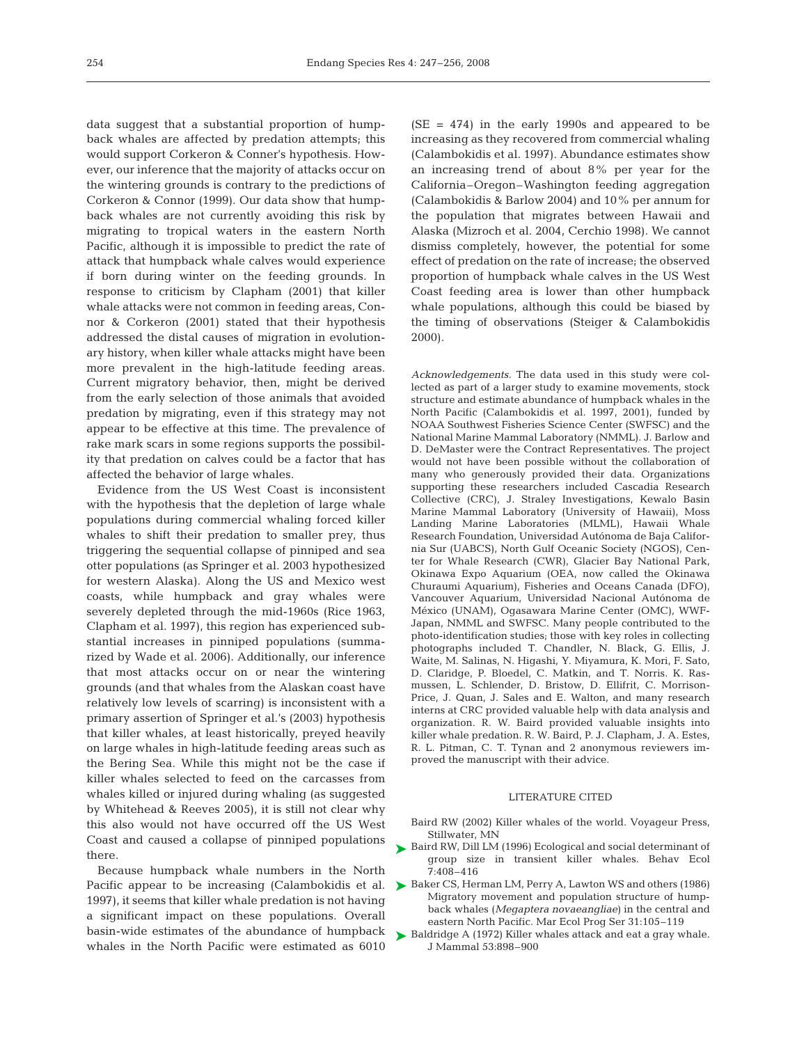data suggest that a substantial proportion of humpback whales are affected by predation attempts; this would support Corkeron & Conner's hypothesis. However, our inference that the majority of attacks occur on the wintering grounds is contrary to the predictions of Corkeron & Connor (1999). Our data show that humpback whales are not currently avoiding this risk by migrating to tropical waters in the eastern North Pacific, although it is impossible to predict the rate of attack that humpback whale calves would experience if born during winter on the feeding grounds. In response to criticism by Clapham (2001) that killer whale attacks were not common in feeding areas, Connor & Corkeron (2001) stated that their hypothesis addressed the distal causes of migration in evolutionary history, when killer whale attacks might have been more prevalent in the high-latitude feeding areas. Current migratory behavior, then, might be derived from the early selection of those animals that avoided predation by migrating, even if this strategy may not appear to be effective at this time. The prevalence of rake mark scars in some regions supports the possibility that predation on calves could be a factor that has affected the behavior of large whales.

Evidence from the US West Coast is inconsistent with the hypothesis that the depletion of large whale populations during commercial whaling forced killer whales to shift their predation to smaller prey, thus triggering the sequential collapse of pinniped and sea otter populations (as Springer et al. 2003 hypothesized for western Alaska). Along the US and Mexico west coasts, while humpback and gray whales were severely depleted through the mid-1960s (Rice 1963, Clapham et al. 1997), this region has experienced substantial increases in pinniped populations (summarized by Wade et al. 2006). Additionally, our inference that most attacks occur on or near the wintering grounds (and that whales from the Alaskan coast have relatively low levels of scarring) is inconsistent with a primary assertion of Springer et al.'s (2003) hypothesis that killer whales, at least historically, preyed heavily on large whales in high-latitude feeding areas such as the Bering Sea. While this might not be the case if killer whales selected to feed on the carcasses from whales killed or injured during whaling (as suggested by Whitehead & Reeves 2005), it is still not clear why this also would not have occurred off the US West Coast and caused a collapse of pinniped populations there.

Because humpback whale numbers in the North Pacific appear to be increasing (Calambokidis et al. 1997), it seems that killer whale predation is not having a significant impact on these populations. Overall basin-wide estimates of the abundance of humpback whales in the North Pacific were estimated as 6010 (SE = 474) in the early 1990s and appeared to be increasing as they recovered from commercial whaling (Calambokidis et al. 1997). Abundance estimates show an increasing trend of about 8% per year for the California–Oregon–Washington feeding aggregation (Calambokidis & Barlow 2004) and 10% per annum for the population that migrates between Hawaii and Alaska (Mizroch et al. 2004, Cerchio 1998). We cannot dismiss completely, however, the potential for some effect of predation on the rate of increase; the observed proportion of humpback whale calves in the US West Coast feeding area is lower than other humpback whale populations, although this could be biased by the timing of observations (Steiger & Calambokidis 2000).

*Acknowledgements.* The data used in this study were collected as part of a larger study to examine movements, stock structure and estimate abundance of humpback whales in the North Pacific (Calambokidis et al. 1997, 2001), funded by NOAA Southwest Fisheries Science Center (SWFSC) and the National Marine Mammal Laboratory (NMML). J. Barlow and D. DeMaster were the Contract Representatives. The project would not have been possible without the collaboration of many who generously provided their data. Organizations supporting these researchers included Cascadia Research Collective (CRC), J. Straley Investigations, Kewalo Basin Marine Mammal Laboratory (University of Hawaii), Moss Landing Marine Laboratories (MLML), Hawaii Whale Research Foundation, Universidad Autónoma de Baja California Sur (UABCS), North Gulf Oceanic Society (NGOS), Center for Whale Research (CWR), Glacier Bay National Park, Okinawa Expo Aquarium (OEA, now called the Okinawa Churaumi Aquarium), Fisheries and Oceans Canada (DFO), Vancouver Aquarium, Universidad Nacional Autónoma de México (UNAM), Ogasawara Marine Center (OMC), WWF-Japan, NMML and SWFSC. Many people contributed to the photo-identification studies; those with key roles in collecting photographs included T. Chandler, N. Black, G. Ellis, J. Waite, M. Salinas, N. Higashi, Y. Miyamura, K. Mori, F. Sato, D. Claridge, P. Bloedel, C. Matkin, and T. Norris. K. Rasmussen, L. Schlender, D. Bristow, D. Ellifrit, C. Morrison-Price, J. Quan, J. Sales and E. Walton, and many research interns at CRC provided valuable help with data analysis and organization. R. W. Baird provided valuable insights into killer whale predation. R. W. Baird, P. J. Clapham, J. A. Estes, R. L. Pitman, C. T. Tynan and 2 anonymous reviewers improved the manuscript with their advice.

## LITERATURE CITED

- Baird RW (2002) Killer whales of the world. Voyageur Press, Stillwater, MN
- Baird RW, Dill LM (1996) Ecological and social determinant of group size in transient killer whales. Behav Ecol 7:408–416
- Baker CS, Herman LM, Perry A, Lawton WS and others (1986) Migratory movement and population structure of humpback whales (*Megaptera novaeangliae*) in the central and eastern North Pacific. Mar Ecol Prog Ser 31:105–119
- Baldridge A (1972) Killer whales attack and eat a gray whale. J Mammal 53:898–900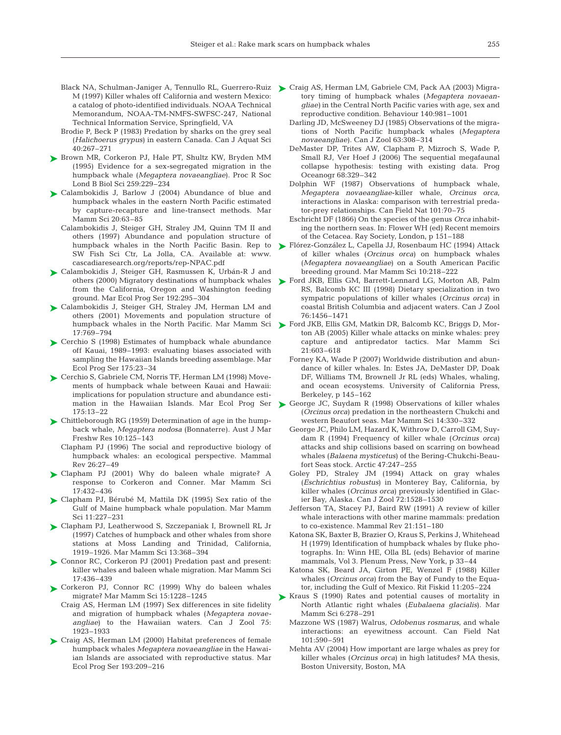Black NA, Schulman-Janiger A, Tennullo RL, Guerrero-Ruiz M (1997) Killer whales off California and western Mexico: a catalog of photo-identified individuals. NOAA Technical Memorandum, NOAA-TM-NMFS-SWFSC-247, National Technical Information Service, Springfield, VA

Brodie P, Beck P (1983) Predation by sharks on the grey seal (*Halichoerus grypus*) in eastern Canada. Can J Aquat Sci 40:267–271

Brown MR, Corkeron PJ, Hale PT, Shultz KW, Bryden MM (1995) Evidence for a sex-segregated migration in the humpback whale (*Megaptera novaeangliae*). Proc R Soc Lond B Biol Sci 259:229–234

Calambokidis J, Barlow J (2004) Abundance of blue and humpback whales in the eastern North Pacific estimated by capture-recapture and line-transect methods. Mar Mamm Sci 20:63–85

Calambokidis J, Steiger GH, Straley JM, Quinn TM II and others (1997) Abundance and population structure of humpback whales in the North Pacific Basin. Rep to SW Fish Sci Ctr, La Jolla, CA. Available at: www.cascadiaresearch.org/reports/rep-NPAC.pdf

Calambokidis J, Steiger GH, Rasmussen K, Urbán-R J and others (2000) Migratory destinations of humpback whales from the California, Oregon and Washington feeding ground. Mar Ecol Prog Ser 192:295–304

Calambokidis J, Steiger GH, Straley JM, Herman LM and others (2001) Movements and population structure of humpback whales in the North Pacific. Mar Mamm Sci 17:769–794

Cerchio S (1998) Estimates of humpback whale abundance off Kauai, 1989–1993: evaluating biases associated with sampling the Hawaiian Islands breeding assemblage. Mar Ecol Prog Ser 175:23–34

Cerchio S, Gabriele CM, Norris TF, Herman LM (1998) Movements of humpback whale between Kauai and Hawaii: implications for population structure and abundance estimation in the Hawaiian Islands. Mar Ecol Prog Ser 175:13–22

Chittleborough RG (1959) Determination of age in the humpback whale, *Megaptera nodosa* (Bonnaterre). Aust J Mar Freshw Res 10:125–143

Clapham PJ (1996) The social and reproductive biology of humpback whales: an ecological perspective. Mammal Rev 26:27–49

Clapham PJ (2001) Why do baleen whale migrate? A response to Corkeron and Conner. Mar Mamm Sci 17:432–436

Clapham PJ, Bérubé M, Mattila DK (1995) Sex ratio of the Gulf of Maine humpback whale population. Mar Mamm Sci 11:227–231

Clapham PJ, Leatherwood S, Szczepaniak I, Brownell RL Jr (1997) Catches of humpback and other whales from shore stations at Moss Landing and Trinidad, California, 1919–1926. Mar Mamm Sci 13:368–394

Connor RC, Corkeron PJ (2001) Predation past and present: killer whales and baleen whale migration. Mar Mamm Sci 17:436–439

Corkeron PJ, Connor RC (1999) Why do baleen whales migrate? Mar Mamm Sci 15:1228–1245

Craig AS, Herman LM (1997) Sex differences in site fidelity and migration of humpback whales (*Megaptera novaeangliae*) to the Hawaiian waters. Can J Zool 75:1923–1933

Craig AS, Herman LM (2000) Habitat preferences of female humpback whales *Megaptera novaeangliae* in the Hawaiian Islands are associated with reproductive status. Mar Ecol Prog Ser 193:209–216

Craig AS, Herman LM, Gabriele CM, Pack AA (2003) Migratory timing of humpback whales (*Megaptera novaeangliae*) in the Central North Pacific varies with age, sex and reproductive condition. Behaviour 140:981–1001

Darling JD, McSweeney DJ (1985) Observations of the migrations of North Pacific humpback whales (*Megaptera novaeangliae*). Can J Zool 63:308–314

DeMaster DP, Trites AW, Clapham P, Mizroch S, Wade P, Small RJ, Ver Hoef J (2006) The sequential megafaunal collapse hypothesis: testing with existing data. Prog Oceanogr 68:329–342

Dolphin WF (1987) Observations of humpback whale, *Megaptera novaeangliae*-killer whale, *Orcinus orca*, interactions in Alaska: comparison with terrestrial predator-prey relationships. Can Field Nat 101:70–75

Eschricht DF (1866) On the species of the genus *Orca* inhabiting the northern seas. In: Flower WH (ed) Recent memoirs of the Cetacea. Ray Society, London, p 151–188

Flórez-González L, Capella JJ, Rosenbaum HC (1994) Attack of killer whales (*Orcinus orca*) on humpback whales (*Megaptera novaeangliae*) on a South American Pacific breeding ground. Mar Mamm Sci 10:218–222

Ford JKB, Ellis GM, Barrett-Lennard LG, Morton AB, Palm RS, Balcomb KC III (1998) Dietary specialization in two sympatric populations of killer whales (*Orcinus orca*) in coastal British Columbia and adjacent waters. Can J Zool 76:1456–1471

Ford JKB, Ellis GM, Matkin DR, Balcomb KC, Briggs D, Morton AB (2005) Killer whale attacks on minke whales: prey capture and antipredator tactics. Mar Mamm Sci 21:603–618

Forney KA, Wade P (2007) Worldwide distribution and abundance of killer whales. In: Estes JA, DeMaster DP, Doak DF, Williams TM, Brownell Jr RL (eds) Whales, whaling, and ocean ecosystems. University of California Press, Berkeley, p 145–162

George JC, Suydam R (1998) Observations of killer whales (*Orcinus orca*) predation in the northeastern Chukchi and western Beaufort seas. Mar Mamm Sci 14:330–332

George JC, Philo LM, Hazard K, Withrow D, Carroll GM, Suydam R (1994) Frequency of killer whale (*Orcinus orca*) attacks and ship collisions based on scarring on bowhead whales (*Balaena mysticetus*) of the Bering-Chukchi-Beaufort Seas stock. Arctic 47:247–255

Goley PD, Straley JM (1994) Attack on gray whales (*Eschrichtius robustus*) in Monterey Bay, California, by killer whales (*Orcinus orca*) previously identified in Glacier Bay, Alaska. Can J Zool 72:1528–1530

Jefferson TA, Stacey PJ, Baird RW (1991) A review of killer whale interactions with other marine mammals: predation to co-existence. Mammal Rev 21:151–180

Katona SK, Baxter B, Brazier O, Kraus S, Perkins J, Whitehead H (1979) Identification of humpback whales by fluke photographs. In: Winn HE, Olla BL (eds) Behavior of marine mammals, Vol 3. Plenum Press, New York, p 33–44

Katona SK, Beard JA, Girton PE, Wenzel F (1988) Killer whales (*Orcinus orca*) from the Bay of Fundy to the Equator, including the Gulf of Mexico. Rit Fiskid 11:205–224

Kraus S (1990) Rates and potential causes of mortality in North Atlantic right whales (*Eubalaena glacialis*). Mar Mamm Sci 6:278–291

Mazzone WS (1987) Walrus, *Odobenus rosmarus*, and whale interactions: an eyewitness account. Can Field Nat 101:590–591

Mehta AV (2004) How important are large whales as prey for killer whales (*Orcinus orca*) in high latitudes? MA thesis, Boston University, Boston, MA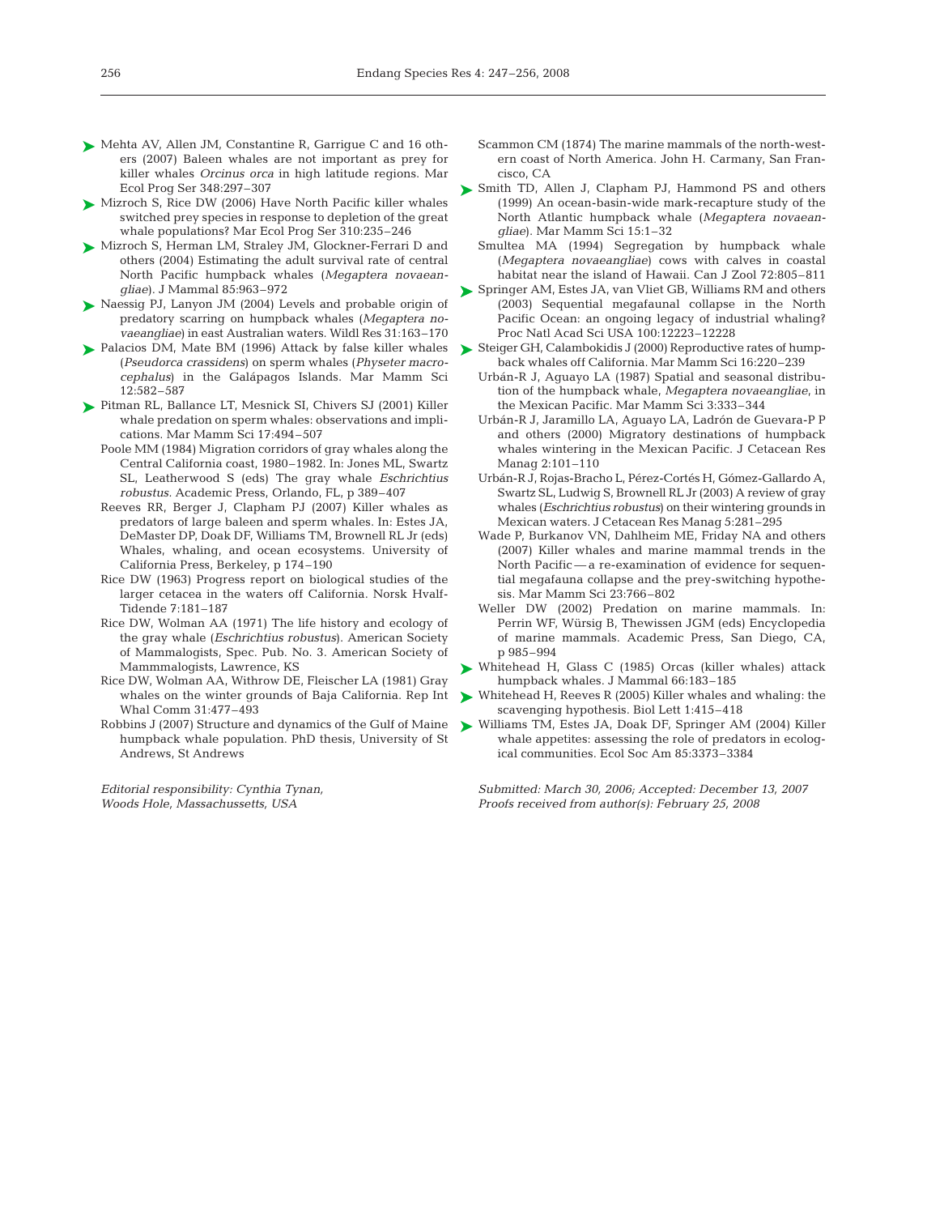Mehta AV, Allen JM, Constantine R, Garrigue C and 16 others (2007) Baleen whales are not important as prey for killer whales *Orcinus orca* in high latitude regions. Mar Ecol Prog Ser 348:297–307

Mizroch S, Rice DW (2006) Have North Pacific killer whales switched prey species in response to depletion of the great whale populations? Mar Ecol Prog Ser 310:235–246

Mizroch S, Herman LM, Straley JM, Glockner-Ferrari D and others (2004) Estimating the adult survival rate of central North Pacific humpback whales (*Megaptera novaeangliae*). J Mammal 85:963–972

Naessig PJ, Lanyon JM (2004) Levels and probable origin of predatory scarring on humpback whales (*Megaptera novaeangliae*) in east Australian waters. Wildl Res 31:163–170

Palacios DM, Mate BM (1996) Attack by false killer whales (*Pseudorca crassidens*) on sperm whales (*Physeter macrocephalus*) in the Galápagos Islands. Mar Mamm Sci 12:582–587

Pitman RL, Ballance LT, Mesnick SI, Chivers SJ (2001) Killer whale predation on sperm whales: observations and implications. Mar Mamm Sci 17:494–507

Poole MM (1984) Migration corridors of gray whales along the Central California coast, 1980–1982. In: Jones ML, Swartz SL, Leatherwood S (eds) The gray whale *Eschrichtius robustus*. Academic Press, Orlando, FL, p 389–407

Reeves RR, Berger J, Clapham PJ (2007) Killer whales as predators of large baleen and sperm whales. In: Estes JA, DeMaster DP, Doak DF, Williams TM, Brownell RL Jr (eds) Whales, whaling, and ocean ecosystems. University of California Press, Berkeley, p 174–190

Rice DW (1963) Progress report on biological studies of the larger cetacea in the waters off California. Norsk Hvalf-Tidende 7:181–187

Rice DW, Wolman AA (1971) The life history and ecology of the gray whale (*Eschrichtius robustus*). American Society of Mammalogists, Spec. Pub. No. 3. American Society of Mammmalogists, Lawrence, KS

Rice DW, Wolman AA, Withrow DE, Fleischer LA (1981) Gray whales on the winter grounds of Baja California. Rep Int Whal Comm 31:477–493

Robbins J (2007) Structure and dynamics of the Gulf of Maine humpback whale population. PhD thesis, University of St Andrews, St Andrews

Scammon CM (1874) The marine mammals of the north-western coast of North America. John H. Carmany, San Francisco, CA

Smith TD, Allen J, Clapham PJ, Hammond PS and others (1999) An ocean-basin-wide mark-recapture study of the North Atlantic humpback whale (*Megaptera novaeangliae*). Mar Mamm Sci 15:1–32

Smultea MA (1994) Segregation by humpback whale (*Megaptera novaeangliae*) cows with calves in coastal habitat near the island of Hawaii. Can J Zool 72:805–811

Springer AM, Estes JA, van Vliet GB, Williams RM and others (2003) Sequential megafaunal collapse in the North Pacific Ocean: an ongoing legacy of industrial whaling? Proc Natl Acad Sci USA 100:12223–12228

Steiger GH, Calambokidis J (2000) Reproductive rates of humpback whales off California. Mar Mamm Sci 16:220–239

Urbán-R J, Aguayo LA (1987) Spatial and seasonal distribution of the humpback whale, *Megaptera novaeangliae*, in the Mexican Pacific. Mar Mamm Sci 3:333–344

Urbán-R J, Jaramillo LA, Aguayo LA, Ladrón de Guevara-P P and others (2000) Migratory destinations of humpback whales wintering in the Mexican Pacific. J Cetacean Res Manag 2:101–110

Urbán-R J, Rojas-Bracho L, Pérez-Cortés H, Gómez-Gallardo A, Swartz SL, Ludwig S, Brownell RL Jr (2003) A review of gray whales (*Eschrichtius robustus*) on their wintering grounds in Mexican waters. J Cetacean Res Manag 5:281–295

Wade P, Burkanov VN, Dahlheim ME, Friday NA and others (2007) Killer whales and marine mammal trends in the North Pacific — a re-examination of evidence for sequential megafauna collapse and the prey-switching hypothesis. Mar Mamm Sci 23:766–802

Weller DW (2002) Predation on marine mammals. In: Perrin WF, Würsig B, Thewissen JGM (eds) Encyclopedia of marine mammals. Academic Press, San Diego, CA, p 985–994

Whitehead H, Glass C (1985) Orcas (killer whales) attack humpback whales. J Mammal 66:183–185

Whitehead H, Reeves R (2005) Killer whales and whaling: the scavenging hypothesis. Biol Lett 1:415–418

Williams TM, Estes JA, Doak DF, Springer AM (2004) Killer whale appetites: assessing the role of predators in ecological communities. Ecol Soc Am 85:3373–3384

*Editorial responsibility: Cynthia Tynan, Woods Hole, Massachussetts, USA*

*Submitted: March 30, 2006; Accepted: December 13, 2007*
*Proofs received from author(s): February 25, 2008*